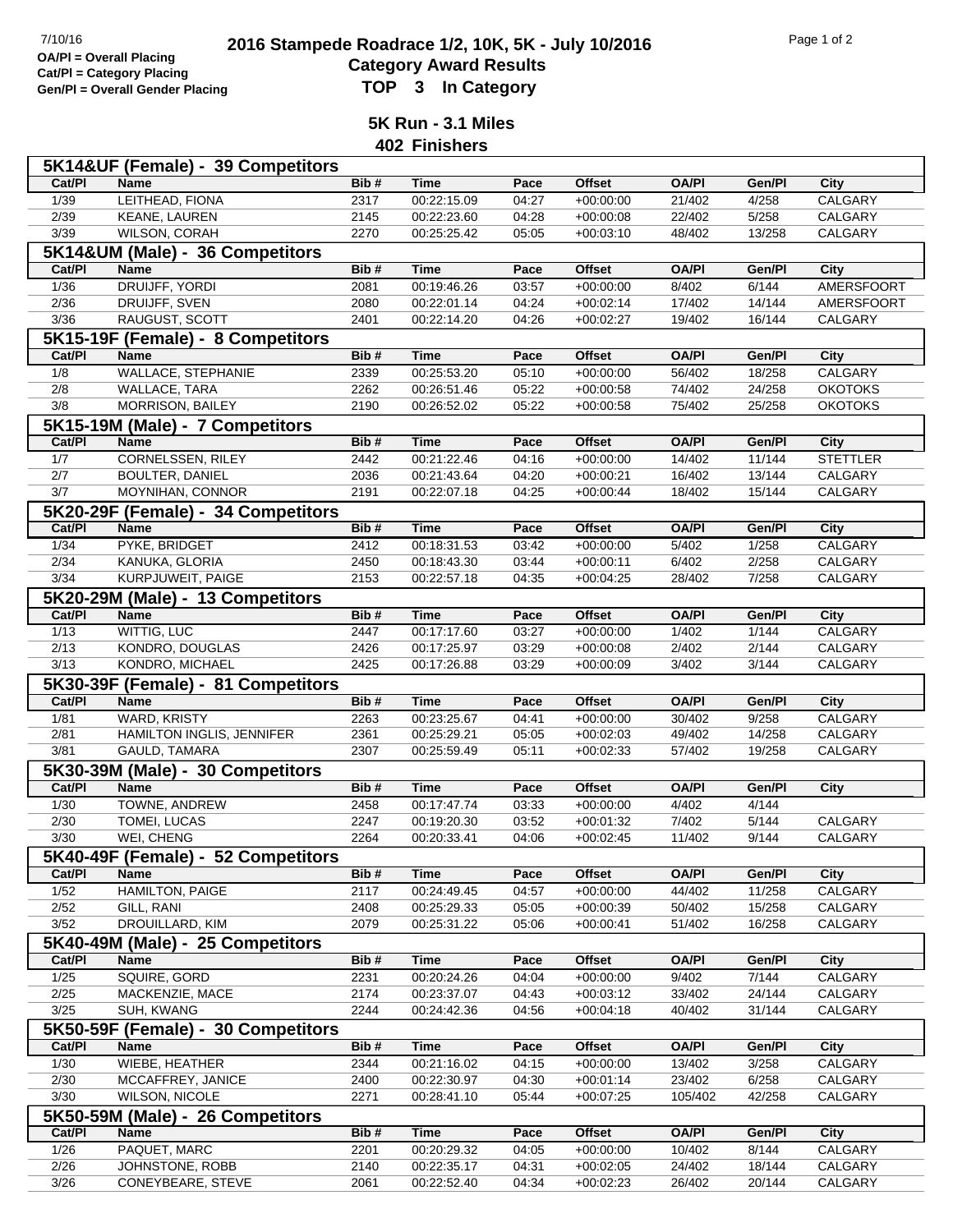7/10/16

**OA/Pl = Overall Placing**
**Cat/Pl = Category Placing**
**Gen/Pl = Overall Gender Placing**

# 2016 Stampede Roadrace 1/2, 10K, 5K - July 10/2016
## Category Award Results
## TOP 3 In Category

### 5K Run - 3.1 Miles
### 402 Finishers

#### 5K14&UF (Female) - 39 Competitors

| Cat/Pl | Name | Bib # | Time | Pace | Offset | OA/Pl | Gen/Pl | City |
|---|---|---|---|---|---|---|---|---|
| 1/39 | LEITHEAD, FIONA | 2317 | 00:22:15.09 | 04:27 | +00:00:00 | 21/402 | 4/258 | CALGARY |
| 2/39 | KEANE, LAUREN | 2145 | 00:22:23.60 | 04:28 | +00:00:08 | 22/402 | 5/258 | CALGARY |
| 3/39 | WILSON, CORAH | 2270 | 00:25:25.42 | 05:05 | +00:03:10 | 48/402 | 13/258 | CALGARY |

#### 5K14&UM (Male) - 36 Competitors

| Cat/Pl | Name | Bib # | Time | Pace | Offset | OA/Pl | Gen/Pl | City |
|---|---|---|---|---|---|---|---|---|
| 1/36 | DRUIJFF, YORDI | 2081 | 00:19:46.26 | 03:57 | +00:00:00 | 8/402 | 6/144 | AMERSFOORT |
| 2/36 | DRUIJFF, SVEN | 2080 | 00:22:01.14 | 04:24 | +00:02:14 | 17/402 | 14/144 | AMERSFOORT |
| 3/36 | RAUGUST, SCOTT | 2401 | 00:22:14.20 | 04:26 | +00:02:27 | 19/402 | 16/144 | CALGARY |

#### 5K15-19F (Female) - 8 Competitors

| Cat/Pl | Name | Bib # | Time | Pace | Offset | OA/Pl | Gen/Pl | City |
|---|---|---|---|---|---|---|---|---|
| 1/8 | WALLACE, STEPHANIE | 2339 | 00:25:53.20 | 05:10 | +00:00:00 | 56/402 | 18/258 | CALGARY |
| 2/8 | WALLACE, TARA | 2262 | 00:26:51.46 | 05:22 | +00:00:58 | 74/402 | 24/258 | OKOTOKS |
| 3/8 | MORRISON, BAILEY | 2190 | 00:26:52.02 | 05:22 | +00:00:58 | 75/402 | 25/258 | OKOTOKS |

#### 5K15-19M (Male) - 7 Competitors

| Cat/Pl | Name | Bib # | Time | Pace | Offset | OA/Pl | Gen/Pl | City |
|---|---|---|---|---|---|---|---|---|
| 1/7 | CORNELSSEN, RILEY | 2442 | 00:21:22.46 | 04:16 | +00:00:00 | 14/402 | 11/144 | STETTLER |
| 2/7 | BOULTER, DANIEL | 2036 | 00:21:43.64 | 04:20 | +00:00:21 | 16/402 | 13/144 | CALGARY |
| 3/7 | MOYNIHAN, CONNOR | 2191 | 00:22:07.18 | 04:25 | +00:00:44 | 18/402 | 15/144 | CALGARY |

#### 5K20-29F (Female) - 34 Competitors

| Cat/Pl | Name | Bib # | Time | Pace | Offset | OA/Pl | Gen/Pl | City |
|---|---|---|---|---|---|---|---|---|
| 1/34 | PYKE, BRIDGET | 2412 | 00:18:31.53 | 03:42 | +00:00:00 | 5/402 | 1/258 | CALGARY |
| 2/34 | KANUKA, GLORIA | 2450 | 00:18:43.30 | 03:44 | +00:00:11 | 6/402 | 2/258 | CALGARY |
| 3/34 | KURPJUWEIT, PAIGE | 2153 | 00:22:57.18 | 04:35 | +00:04:25 | 28/402 | 7/258 | CALGARY |

#### 5K20-29M (Male) - 13 Competitors

| Cat/Pl | Name | Bib # | Time | Pace | Offset | OA/Pl | Gen/Pl | City |
|---|---|---|---|---|---|---|---|---|
| 1/13 | WITTIG, LUC | 2447 | 00:17:17.60 | 03:27 | +00:00:00 | 1/402 | 1/144 | CALGARY |
| 2/13 | KONDRO, DOUGLAS | 2426 | 00:17:25.97 | 03:29 | +00:00:08 | 2/402 | 2/144 | CALGARY |
| 3/13 | KONDRO, MICHAEL | 2425 | 00:17:26.88 | 03:29 | +00:00:09 | 3/402 | 3/144 | CALGARY |

#### 5K30-39F (Female) - 81 Competitors

| Cat/Pl | Name | Bib # | Time | Pace | Offset | OA/Pl | Gen/Pl | City |
|---|---|---|---|---|---|---|---|---|
| 1/81 | WARD, KRISTY | 2263 | 00:23:25.67 | 04:41 | +00:00:00 | 30/402 | 9/258 | CALGARY |
| 2/81 | HAMILTON INGLIS, JENNIFER | 2361 | 00:25:29.21 | 05:05 | +00:02:03 | 49/402 | 14/258 | CALGARY |
| 3/81 | GAULD, TAMARA | 2307 | 00:25:59.49 | 05:11 | +00:02:33 | 57/402 | 19/258 | CALGARY |

#### 5K30-39M (Male) - 30 Competitors

| Cat/Pl | Name | Bib # | Time | Pace | Offset | OA/Pl | Gen/Pl | City |
|---|---|---|---|---|---|---|---|---|
| 1/30 | TOWNE, ANDREW | 2458 | 00:17:47.74 | 03:33 | +00:00:00 | 4/402 | 4/144 | |
| 2/30 | TOMEI, LUCAS | 2247 | 00:19:20.30 | 03:52 | +00:01:32 | 7/402 | 5/144 | CALGARY |
| 3/30 | WEI, CHENG | 2264 | 00:20:33.41 | 04:06 | +00:02:45 | 11/402 | 9/144 | CALGARY |

#### 5K40-49F (Female) - 52 Competitors

| Cat/Pl | Name | Bib # | Time | Pace | Offset | OA/Pl | Gen/Pl | City |
|---|---|---|---|---|---|---|---|---|
| 1/52 | HAMILTON, PAIGE | 2117 | 00:24:49.45 | 04:57 | +00:00:00 | 44/402 | 11/258 | CALGARY |
| 2/52 | GILL, RANI | 2408 | 00:25:29.33 | 05:05 | +00:00:39 | 50/402 | 15/258 | CALGARY |
| 3/52 | DROUILLARD, KIM | 2079 | 00:25:31.22 | 05:06 | +00:00:41 | 51/402 | 16/258 | CALGARY |

#### 5K40-49M (Male) - 25 Competitors

| Cat/Pl | Name | Bib # | Time | Pace | Offset | OA/Pl | Gen/Pl | City |
|---|---|---|---|---|---|---|---|---|
| 1/25 | SQUIRE, GORD | 2231 | 00:20:24.26 | 04:04 | +00:00:00 | 9/402 | 7/144 | CALGARY |
| 2/25 | MACKENZIE, MACE | 2174 | 00:23:37.07 | 04:43 | +00:03:12 | 33/402 | 24/144 | CALGARY |
| 3/25 | SUH, KWANG | 2244 | 00:24:42.36 | 04:56 | +00:04:18 | 40/402 | 31/144 | CALGARY |

#### 5K50-59F (Female) - 30 Competitors

| Cat/Pl | Name | Bib # | Time | Pace | Offset | OA/Pl | Gen/Pl | City |
|---|---|---|---|---|---|---|---|---|
| 1/30 | WIEBE, HEATHER | 2344 | 00:21:16.02 | 04:15 | +00:00:00 | 13/402 | 3/258 | CALGARY |
| 2/30 | MCCAFFREY, JANICE | 2400 | 00:22:30.97 | 04:30 | +00:01:14 | 23/402 | 6/258 | CALGARY |
| 3/30 | WILSON, NICOLE | 2271 | 00:28:41.10 | 05:44 | +00:07:25 | 105/402 | 42/258 | CALGARY |

#### 5K50-59M (Male) - 26 Competitors

| Cat/Pl | Name | Bib # | Time | Pace | Offset | OA/Pl | Gen/Pl | City |
|---|---|---|---|---|---|---|---|---|
| 1/26 | PAQUET, MARC | 2201 | 00:20:29.32 | 04:05 | +00:00:00 | 10/402 | 8/144 | CALGARY |
| 2/26 | JOHNSTONE, ROBB | 2140 | 00:22:35.17 | 04:31 | +00:02:05 | 24/402 | 18/144 | CALGARY |
| 3/26 | CONEYBEARE, STEVE | 2061 | 00:22:52.40 | 04:34 | +00:02:23 | 26/402 | 20/144 | CALGARY |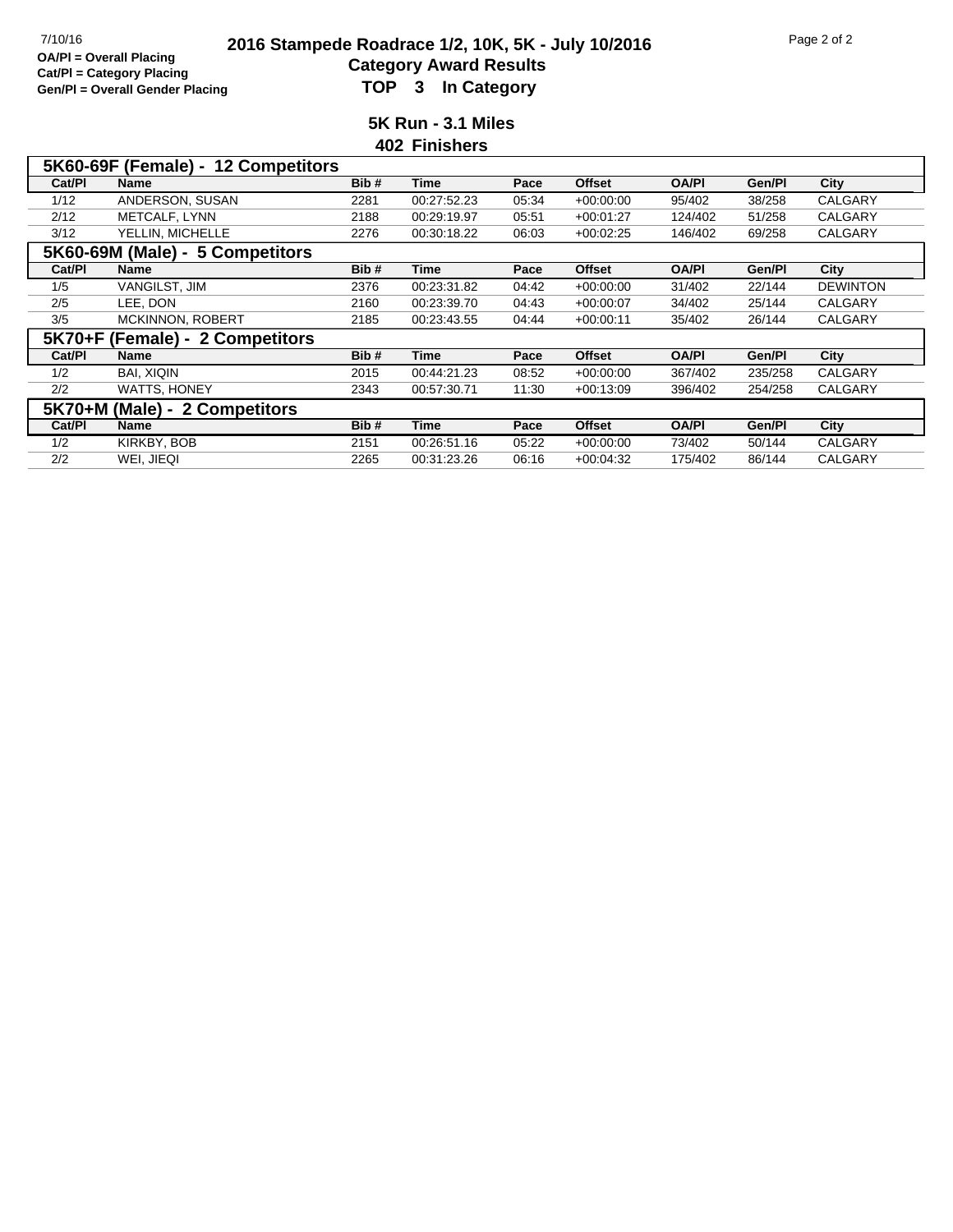7/10/16

**OA/Pl = Overall Placing**
**Cat/Pl = Category Placing**
**Gen/Pl = Overall Gender Placing**

# 2016 Stampede Roadrace 1/2, 10K, 5K - July 10/2016

## Category Award Results

## TOP 3 In Category

### 5K Run - 3.1 Miles

### 402 Finishers

**5K60-69F (Female) - 12 Competitors**

| Cat/Pl | Name | Bib # | Time | Pace | Offset | OA/Pl | Gen/Pl | City |
|---|---|---|---|---|---|---|---|---|
| 1/12 | ANDERSON, SUSAN | 2281 | 00:27:52.23 | 05:34 | +00:00:00 | 95/402 | 38/258 | CALGARY |
| 2/12 | METCALF, LYNN | 2188 | 00:29:19.97 | 05:51 | +00:01:27 | 124/402 | 51/258 | CALGARY |
| 3/12 | YELLIN, MICHELLE | 2276 | 00:30:18.22 | 06:03 | +00:02:25 | 146/402 | 69/258 | CALGARY |

**5K60-69M (Male) - 5 Competitors**

| Cat/Pl | Name | Bib # | Time | Pace | Offset | OA/Pl | Gen/Pl | City |
|---|---|---|---|---|---|---|---|---|
| 1/5 | VANGILST, JIM | 2376 | 00:23:31.82 | 04:42 | +00:00:00 | 31/402 | 22/144 | DEWINTON |
| 2/5 | LEE, DON | 2160 | 00:23:39.70 | 04:43 | +00:00:07 | 34/402 | 25/144 | CALGARY |
| 3/5 | MCKINNON, ROBERT | 2185 | 00:23:43.55 | 04:44 | +00:00:11 | 35/402 | 26/144 | CALGARY |

**5K70+F (Female) - 2 Competitors**

| Cat/Pl | Name | Bib # | Time | Pace | Offset | OA/Pl | Gen/Pl | City |
|---|---|---|---|---|---|---|---|---|
| 1/2 | BAI, XIQIN | 2015 | 00:44:21.23 | 08:52 | +00:00:00 | 367/402 | 235/258 | CALGARY |
| 2/2 | WATTS, HONEY | 2343 | 00:57:30.71 | 11:30 | +00:13:09 | 396/402 | 254/258 | CALGARY |

**5K70+M (Male) - 2 Competitors**

| Cat/Pl | Name | Bib # | Time | Pace | Offset | OA/Pl | Gen/Pl | City |
|---|---|---|---|---|---|---|---|---|
| 1/2 | KIRKBY, BOB | 2151 | 00:26:51.16 | 05:22 | +00:00:00 | 73/402 | 50/144 | CALGARY |
| 2/2 | WEI, JIEQI | 2265 | 00:31:23.26 | 06:16 | +00:04:32 | 175/402 | 86/144 | CALGARY |